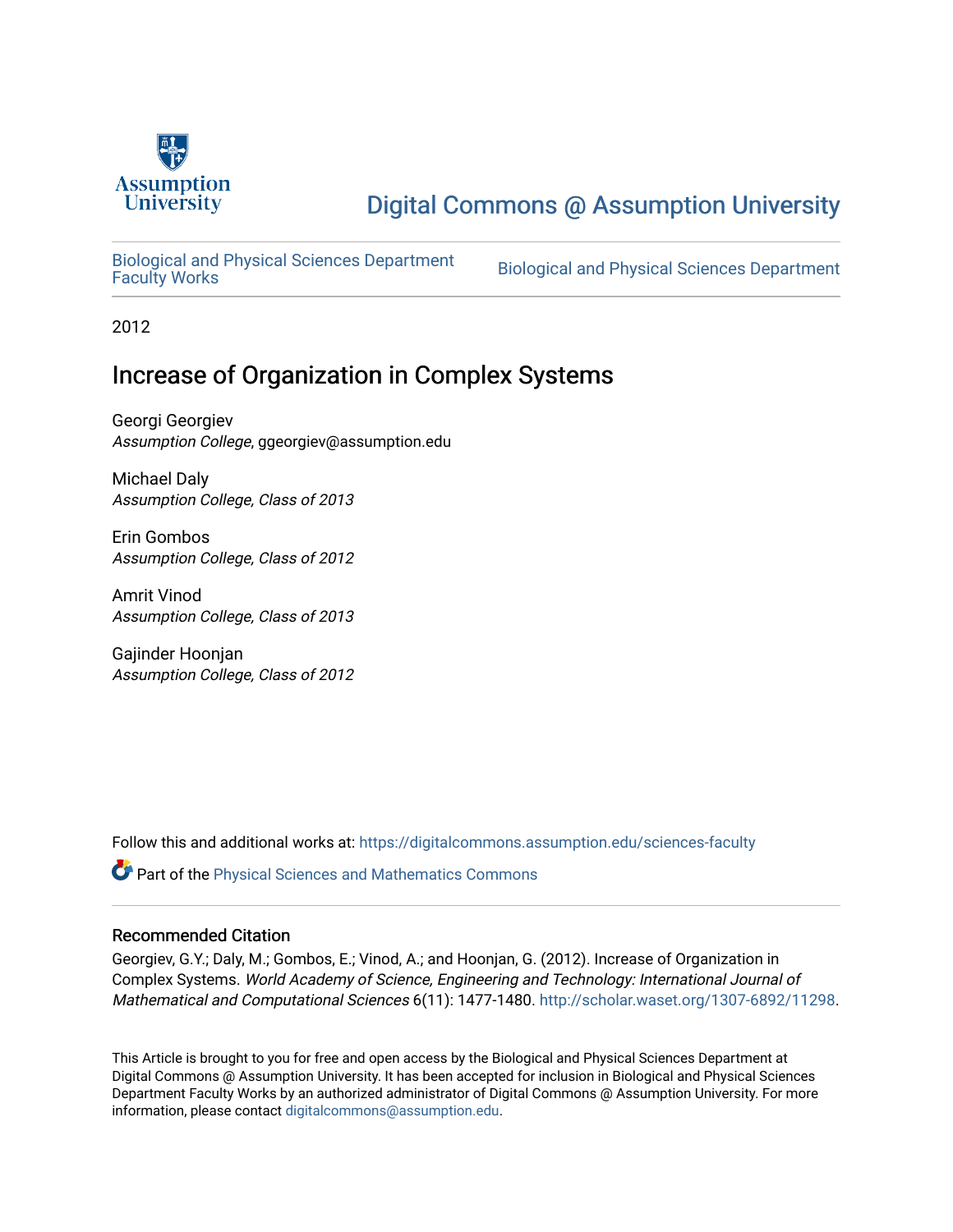Assumption University

# Digital Commons @ Assumption University

Biological and Physical Sciences Department Faculty Works

Biological and Physical Sciences Department

2012

## Increase of Organization in Complex Systems

Georgi Georgiev
*Assumption College*, ggeorgiev@assumption.edu

Michael Daly
*Assumption College, Class of 2013*

Erin Gombos
*Assumption College, Class of 2012*

Amrit Vinod
*Assumption College, Class of 2013*

Gajinder Hoonjan
*Assumption College, Class of 2012*

Follow this and additional works at: https://digitalcommons.assumption.edu/sciences-faculty

Part of the Physical Sciences and Mathematics Commons

### Recommended Citation

Georgiev, G.Y.; Daly, M.; Gombos, E.; Vinod, A.; and Hoonjan, G. (2012). Increase of Organization in Complex Systems. *World Academy of Science, Engineering and Technology: International Journal of Mathematical and Computational Sciences* 6(11): 1477-1480. http://scholar.waset.org/1307-6892/11298.

This Article is brought to you for free and open access by the Biological and Physical Sciences Department at Digital Commons @ Assumption University. It has been accepted for inclusion in Biological and Physical Sciences Department Faculty Works by an authorized administrator of Digital Commons @ Assumption University. For more information, please contact digitalcommons@assumption.edu.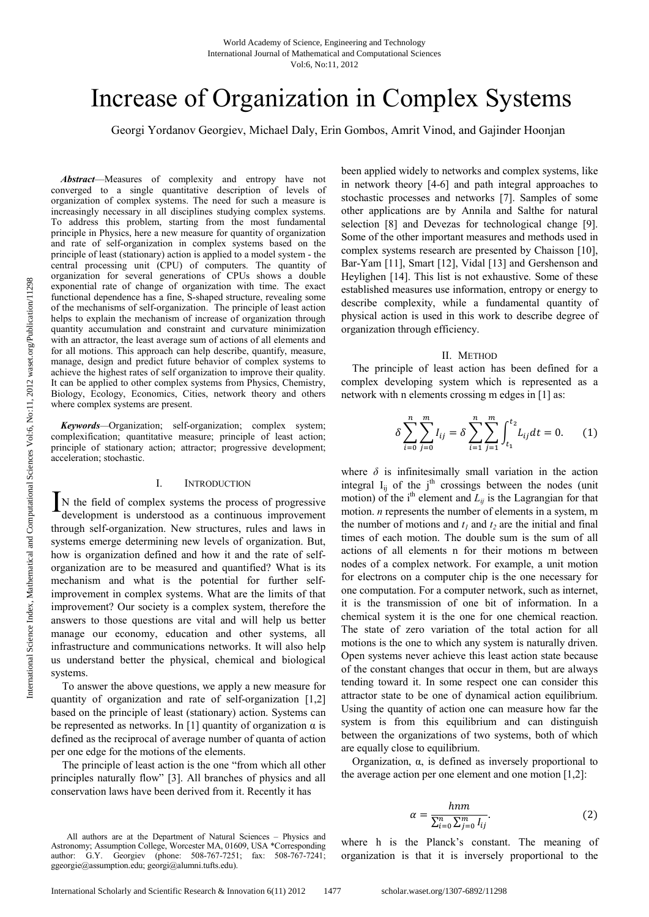# Increase of Organization in Complex Systems

Georgi Yordanov Georgiev, Michael Daly, Erin Gombos, Amrit Vinod, and Gajinder Hoonjan

***Abstract*—Measures of complexity and entropy have not converged to a single quantitative description of levels of organization of complex systems. The need for such a measure is increasingly necessary in all disciplines studying complex systems. To address this problem, starting from the most fundamental principle in Physics, here a new measure for quantity of organization and rate of self-organization in complex systems based on the principle of least (stationary) action is applied to a model system - the central processing unit (CPU) of computers. The quantity of organization for several generations of CPUs shows a double exponential rate of change of organization with time. The exact functional dependence has a fine, S-shaped structure, revealing some of the mechanisms of self-organization. The principle of least action helps to explain the mechanism of increase of organization through quantity accumulation and constraint and curvature minimization with an attractor, the least average sum of actions of all elements and for all motions. This approach can help describe, quantify, measure, manage, design and predict future behavior of complex systems to achieve the highest rates of self organization to improve their quality. It can be applied to other complex systems from Physics, Chemistry, Biology, Ecology, Economics, Cities, network theory and others where complex systems are present.**

***Keywords*—Organization; self-organization; complex system; complexification; quantitative measure; principle of least action; principle of stationary action; attractor; progressive development; acceleration; stochastic.**

## I. INTRODUCTION

IN the field of complex systems the process of progressive development is understood as a continuous improvement through self-organization. New structures, rules and laws in systems emerge determining new levels of organization. But, how is organization defined and how it and the rate of self-organization are to be measured and quantified? What is its mechanism and what is the potential for further self-improvement in complex systems. What are the limits of that improvement? Our society is a complex system, therefore the answers to those questions are vital and will help us better manage our economy, education and other systems, all infrastructure and communications networks. It will also help us understand better the physical, chemical and biological systems.

To answer the above questions, we apply a new measure for quantity of organization and rate of self-organization [1,2] based on the principle of least (stationary) action. Systems can be represented as networks. In [1] quantity of organization α is defined as the reciprocal of average number of quanta of action per one edge for the motions of the elements.

The principle of least action is the one "from which all other principles naturally flow" [3]. All branches of physics and all conservation laws have been derived from it. Recently it has been applied widely to networks and complex systems, like in network theory [4-6] and path integral approaches to stochastic processes and networks [7]. Samples of some other applications are by Annila and Salthe for natural selection [8] and Devezas for technological change [9]. Some of the other important measures and methods used in complex systems research are presented by Chaisson [10], Bar-Yam [11], Smart [12], Vidal [13] and Gershenson and Heylighen [14]. This list is not exhaustive. Some of these established measures use information, entropy or energy to describe complexity, while a fundamental quantity of physical action is used in this work to describe degree of organization through efficiency.

## II. METHOD

The principle of least action has been defined for a complex developing system which is represented as a network with n elements crossing m edges in [1] as:

$$\delta \sum_{i=0}^{n} \sum_{j=0}^{m} I_{ij} = \delta \sum_{i=1}^{n} \sum_{j=1}^{m} \int_{t_1}^{t_2} L_{ij} dt = 0. \quad (1)$$

where $\delta$ is infinitesimally small variation in the action integral $I_{ij}$ of the j[th] crossings between the nodes (unit motion) of the i[th] element and $L_{ij}$ is the Lagrangian for that motion. $n$ represents the number of elements in a system, m the number of motions and $t_1$ and $t_2$ are the initial and final times of each motion. The double sum is the sum of all actions of all elements n for their motions m between nodes of a complex network. For example, a unit motion for electrons on a computer chip is the one necessary for one computation. For a computer network, such as internet, it is the transmission of one bit of information. In a chemical system it is the one for one chemical reaction. The state of zero variation of the total action for all motions is the one to which any system is naturally driven. Open systems never achieve this least action state because of the constant changes that occur in them, but are always tending toward it. In some respect one can consider this attractor state to be one of dynamical action equilibrium. Using the quantity of action one can measure how far the system is from this equilibrium and can distinguish between the organizations of two systems, both of which are equally close to equilibrium.

Organization, α, is defined as inversely proportional to the average action per one element and one motion [1,2]:

$$\alpha = \frac{hnm}{\sum_{i=0}^{n} \sum_{j=0}^{m} I_{ij}}. \quad (2)$$

where h is the Planck's constant. The meaning of organization is that it is inversely proportional to the

All authors are at the Department of Natural Sciences – Physics and Astronomy; Assumption College, Worcester MA, 01609, USA *Corresponding author: G.Y. Georgiev (phone: 508-767-7251; fax: 508-767-7241; ggeorgie@assumption.edu; georgi@alumni.tufts.edu).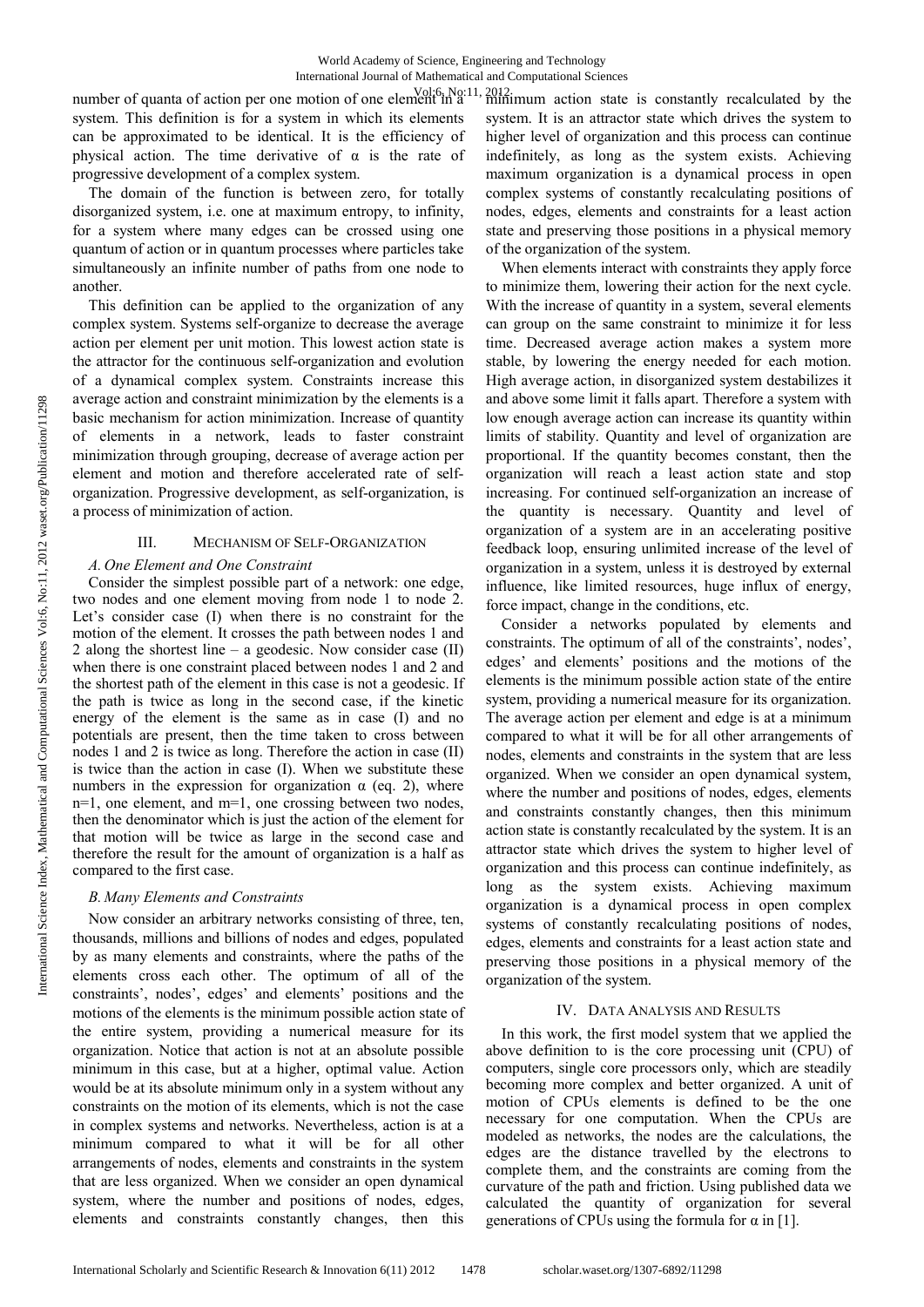number of quanta of action per one motion of one element in a system. This definition is for a system in which its elements can be approximated to be identical. It is the efficiency of physical action. The time derivative of α is the rate of progressive development of a complex system.

The domain of the function is between zero, for totally disorganized system, i.e. one at maximum entropy, to infinity, for a system where many edges can be crossed using one quantum of action or in quantum processes where particles take simultaneously an infinite number of paths from one node to another.

This definition can be applied to the organization of any complex system. Systems self-organize to decrease the average action per element per unit motion. This lowest action state is the attractor for the continuous self-organization and evolution of a dynamical complex system. Constraints increase this average action and constraint minimization by the elements is a basic mechanism for action minimization. Increase of quantity of elements in a network, leads to faster constraint minimization through grouping, decrease of average action per element and motion and therefore accelerated rate of self-organization. Progressive development, as self-organization, is a process of minimization of action.

## III. Mechanism of Self-Organization

### A. One Element and One Constraint

Consider the simplest possible part of a network: one edge, two nodes and one element moving from node 1 to node 2. Let's consider case (I) when there is no constraint for the motion of the element. It crosses the path between nodes 1 and 2 along the shortest line – a geodesic. Now consider case (II) when there is one constraint placed between nodes 1 and 2 and the shortest path of the element in this case is not a geodesic. If the path is twice as long in the second case, if the kinetic energy of the element is the same as in case (I) and no potentials are present, then the time taken to cross between nodes 1 and 2 is twice as long. Therefore the action in case (II) is twice than the action in case (I). When we substitute these numbers in the expression for organization α (eq. 2), where n=1, one element, and m=1, one crossing between two nodes, then the denominator which is just the action of the element for that motion will be twice as large in the second case and therefore the result for the amount of organization is a half as compared to the first case.

### B. Many Elements and Constraints

Now consider an arbitrary networks consisting of three, ten, thousands, millions and billions of nodes and edges, populated by as many elements and constraints, where the paths of the elements cross each other. The optimum of all of the constraints', nodes', edges' and elements' positions and the motions of the elements is the minimum possible action state of the entire system, providing a numerical measure for its organization. Notice that action is not at an absolute possible minimum in this case, but at a higher, optimal value. Action would be at its absolute minimum only in a system without any constraints on the motion of its elements, which is not the case in complex systems and networks. Nevertheless, action is at a minimum compared to what it will be for all other arrangements of nodes, elements and constraints in the system that are less organized. When we consider an open dynamical system, where the number and positions of nodes, edges, elements and constraints constantly changes, then this minimum action state is constantly recalculated by the system. It is an attractor state which drives the system to higher level of organization and this process can continue indefinitely, as long as the system exists. Achieving maximum organization is a dynamical process in open complex systems of constantly recalculating positions of nodes, edges, elements and constraints for a least action state and preserving those positions in a physical memory of the organization of the system.

When elements interact with constraints they apply force to minimize them, lowering their action for the next cycle. With the increase of quantity in a system, several elements can group on the same constraint to minimize it for less time. Decreased average action makes a system more stable, by lowering the energy needed for each motion. High average action, in disorganized system destabilizes it and above some limit it falls apart. Therefore a system with low enough average action can increase its quantity within limits of stability. Quantity and level of organization are proportional. If the quantity becomes constant, then the organization will reach a least action state and stop increasing. For continued self-organization an increase of the quantity is necessary. Quantity and level of organization of a system are in an accelerating positive feedback loop, ensuring unlimited increase of the level of organization in a system, unless it is destroyed by external influence, like limited resources, huge influx of energy, force impact, change in the conditions, etc.

Consider a networks populated by elements and constraints. The optimum of all of the constraints', nodes', edges' and elements' positions and the motions of the elements is the minimum possible action state of the entire system, providing a numerical measure for its organization. The average action per element and edge is at a minimum compared to what it will be for all other arrangements of nodes, elements and constraints in the system that are less organized. When we consider an open dynamical system, where the number and positions of nodes, edges, elements and constraints constantly changes, then this minimum action state is constantly recalculated by the system. It is an attractor state which drives the system to higher level of organization and this process can continue indefinitely, as long as the system exists. Achieving maximum organization is a dynamical process in open complex systems of constantly recalculating positions of nodes, edges, elements and constraints for a least action state and preserving those positions in a physical memory of the organization of the system.

## IV. Data Analysis and Results

In this work, the first model system that we applied the above definition to is the core processing unit (CPU) of computers, single core processors only, which are steadily becoming more complex and better organized. A unit of motion of CPUs elements is defined to be the one necessary for one computation. When the CPUs are modeled as networks, the nodes are the calculations, the edges are the distance travelled by the electrons to complete them, and the constraints are coming from the curvature of the path and friction. Using published data we calculated the quantity of organization for several generations of CPUs using the formula for α in [1].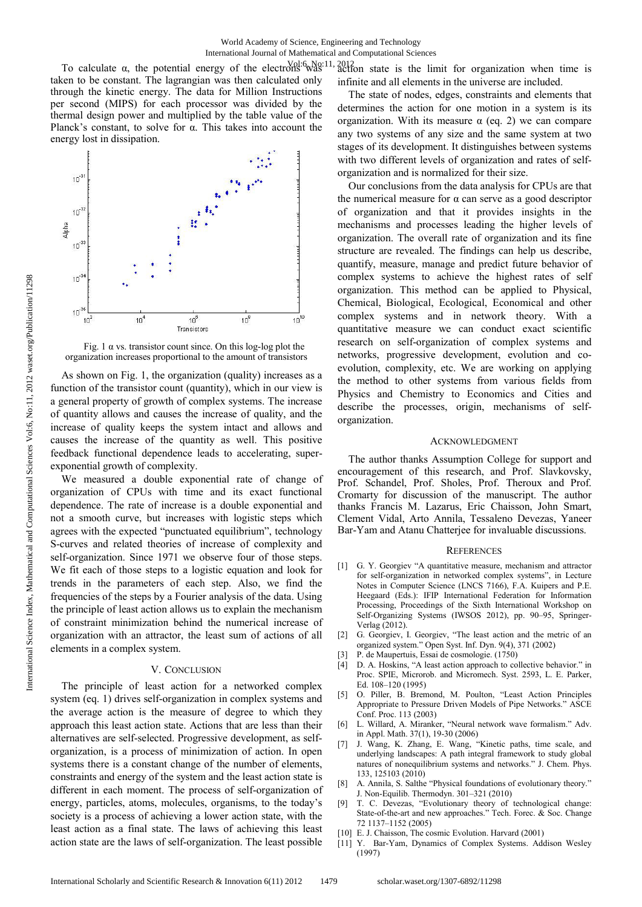To calculate α, the potential energy of the electrons was taken to be constant. The lagrangian was then calculated only through the kinetic energy. The data for Million Instructions per second (MIPS) for each processor was divided by the thermal design power and multiplied by the table value of the Planck's constant, to solve for α. This takes into account the energy lost in dissipation.

Fig. 1 α vs. transistor count since. On this log-log plot the organization increases proportional to the amount of transistors

As shown on Fig. 1, the organization (quality) increases as a function of the transistor count (quantity), which in our view is a general property of growth of complex systems. The increase of quantity allows and causes the increase of quality, and the increase of quality keeps the system intact and allows and causes the increase of the quantity as well. This positive feedback functional dependence leads to accelerating, super-exponential growth of complexity.

We measured a double exponential rate of change of organization of CPUs with time and its exact functional dependence. The rate of increase is a double exponential and not a smooth curve, but increases with logistic steps which agrees with the expected "punctuated equilibrium", technology S-curves and related theories of increase of complexity and self-organization. Since 1971 we observe four of those steps. We fit each of those steps to a logistic equation and look for trends in the parameters of each step. Also, we find the frequencies of the steps by a Fourier analysis of the data. Using the principle of least action allows us to explain the mechanism of constraint minimization behind the numerical increase of organization with an attractor, the least sum of actions of all elements in a complex system.

## V. Conclusion

The principle of least action for a networked complex system (eq. 1) drives self-organization in complex systems and the average action is the measure of degree to which they approach this least action state. Actions that are less than their alternatives are self-selected. Progressive development, as self-organization, is a process of minimization of action. In open systems there is a constant change of the number of elements, constraints and energy of the system and the least action state is different in each moment. The process of self-organization of energy, particles, atoms, molecules, organisms, to the today's society is a process of achieving a lower action state, with the least action as a final state. The laws of achieving this least action state are the laws of self-organization. The least possible action state is the limit for organization when time is infinite and all elements in the universe are included.

The state of nodes, edges, constraints and elements that determines the action for one motion in a system is its organization. With its measure α (eq. 2) we can compare any two systems of any size and the same system at two stages of its development. It distinguishes between systems with two different levels of organization and rates of self-organization and is normalized for their size.

Our conclusions from the data analysis for CPUs are that the numerical measure for α can serve as a good descriptor of organization and that it provides insights in the mechanisms and processes leading the higher levels of organization. The overall rate of organization and its fine structure are revealed. The findings can help us describe, quantify, measure, manage and predict future behavior of complex systems to achieve the highest rates of self organization. This method can be applied to Physical, Chemical, Biological, Ecological, Economical and other complex systems and in network theory. With a quantitative measure we can conduct exact scientific research on self-organization of complex systems and networks, progressive development, evolution and co-evolution, complexity, etc. We are working on applying the method to other systems from various fields from Physics and Chemistry to Economics and Cities and describe the processes, origin, mechanisms of self-organization.

## Acknowledgment

The author thanks Assumption College for support and encouragement of this research, and Prof. Slavkovsky, Prof. Schandel, Prof. Sholes, Prof. Theroux and Prof. Cromarty for discussion of the manuscript. The author thanks Francis M. Lazarus, Eric Chaisson, John Smart, Clement Vidal, Arto Annila, Tessaleno Devezas, Yaneer Bar-Yam and Atanu Chatterjee for invaluable discussions.

## References

[1] G. Y. Georgiev "A quantitative measure, mechanism and attractor for self-organization in networked complex systems", in Lecture Notes in Computer Science (LNCS 7166), F.A. Kuipers and P.E. Heegaard (Eds.): IFIP International Federation for Information Processing, Proceedings of the Sixth International Workshop on Self-Organizing Systems (IWSOS 2012), pp. 90–95, Springer-Verlag (2012).

[2] G. Georgiev, I. Georgiev, "The least action and the metric of an organized system." Open Syst. Inf. Dyn. 9(4), 371 (2002)

[3] P. de Maupertuis, Essai de cosmologie. (1750)

[4] D. A. Hoskins, "A least action approach to collective behavior." in Proc. SPIE, Microrob. and Micromech. Syst. 2593, L. E. Parker, Ed. 108–120 (1995)

[5] O. Piller, B. Bremond, M. Poulton, "Least Action Principles Appropriate to Pressure Driven Models of Pipe Networks." ASCE Conf. Proc. 113 (2003)

[6] L. Willard, A. Miranker, "Neural network wave formalism." Adv. in Appl. Math. 37(1), 19-30 (2006)

[7] J. Wang, K. Zhang, E. Wang, "Kinetic paths, time scale, and underlying landscapes: A path integral framework to study global natures of nonequilibrium systems and networks." J. Chem. Phys. 133, 125103 (2010)

[8] A. Annila, S. Salthe "Physical foundations of evolutionary theory." J. Non-Equilib. Thermodyn. 301–321 (2010)

[9] T. C. Devezas, "Evolutionary theory of technological change: State-of-the-art and new approaches." Tech. Forec. & Soc. Change 72 1137–1152 (2005)

[10] E. J. Chaisson, The cosmic Evolution. Harvard (2001)

[11] Y. Bar-Yam, Dynamics of Complex Systems. Addison Wesley (1997)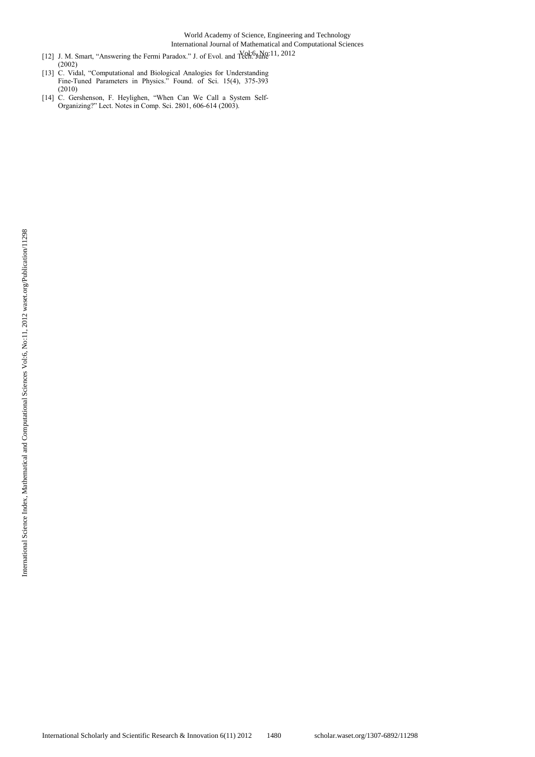[12] J. M. Smart, "Answering the Fermi Paradox." J. of Evol. and Tech. June (2002)

[13] C. Vidal, "Computational and Biological Analogies for Understanding Fine-Tuned Parameters in Physics." Found. of Sci. 15(4), 375-393 (2010)

[14] C. Gershenson, F. Heylighen, "When Can We Call a System Self-Organizing?" Lect. Notes in Comp. Sci. 2801, 606-614 (2003).